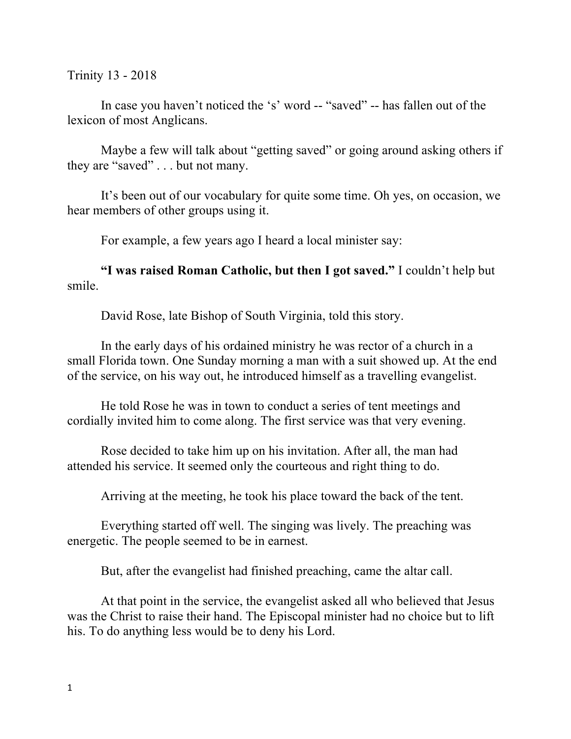Trinity 13 - 2018

In case you haven't noticed the 's' word -- "saved" -- has fallen out of the lexicon of most Anglicans.

Maybe a few will talk about "getting saved" or going around asking others if they are "saved" . . . but not many.

It's been out of our vocabulary for quite some time. Oh yes, on occasion, we hear members of other groups using it.

For example, a few years ago I heard a local minister say:

**"I was raised Roman Catholic, but then I got saved."** I couldn't help but smile.

David Rose, late Bishop of South Virginia, told this story.

In the early days of his ordained ministry he was rector of a church in a small Florida town. One Sunday morning a man with a suit showed up. At the end of the service, on his way out, he introduced himself as a travelling evangelist.

He told Rose he was in town to conduct a series of tent meetings and cordially invited him to come along. The first service was that very evening.

Rose decided to take him up on his invitation. After all, the man had attended his service. It seemed only the courteous and right thing to do.

Arriving at the meeting, he took his place toward the back of the tent.

Everything started off well. The singing was lively. The preaching was energetic. The people seemed to be in earnest.

But, after the evangelist had finished preaching, came the altar call.

At that point in the service, the evangelist asked all who believed that Jesus was the Christ to raise their hand. The Episcopal minister had no choice but to lift his. To do anything less would be to deny his Lord.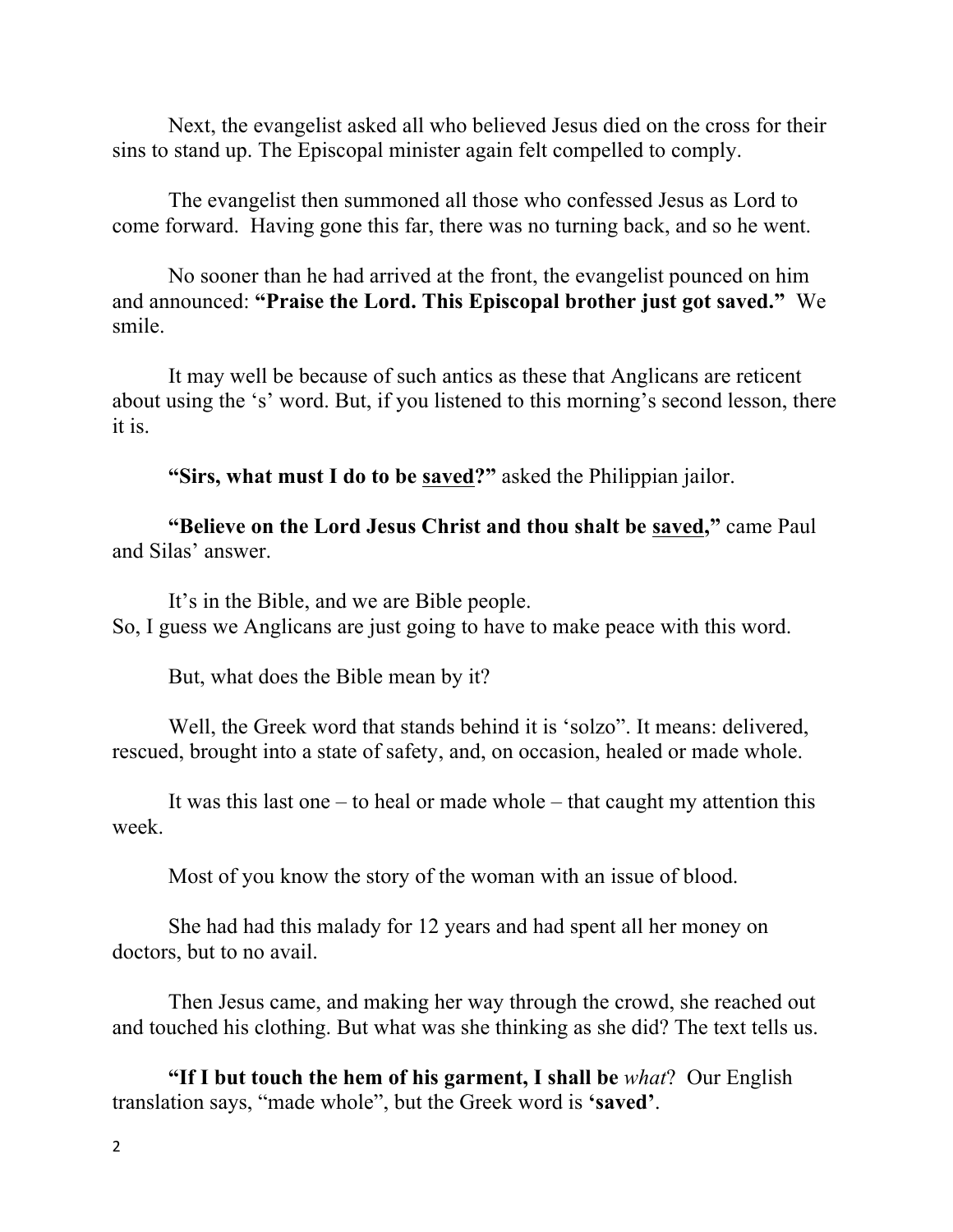Next, the evangelist asked all who believed Jesus died on the cross for their sins to stand up. The Episcopal minister again felt compelled to comply.

The evangelist then summoned all those who confessed Jesus as Lord to come forward. Having gone this far, there was no turning back, and so he went.

No sooner than he had arrived at the front, the evangelist pounced on him and announced: **"Praise the Lord. This Episcopal brother just got saved."** We smile.

It may well be because of such antics as these that Anglicans are reticent about using the 's' word. But, if you listened to this morning's second lesson, there it is.

**"Sirs, what must I do to be <u>saved</u>?"** asked the Philippian jailor.

**"Believe on the Lord Jesus Christ and thou shalt be <u>saved</u>,"** came Paul and Silas' answer.

It's in the Bible, and we are Bible people.
So, I guess we Anglicans are just going to have to make peace with this word.

But, what does the Bible mean by it?

Well, the Greek word that stands behind it is 'solzo". It means: delivered, rescued, brought into a state of safety, and, on occasion, healed or made whole.

It was this last one – to heal or made whole – that caught my attention this week.

Most of you know the story of the woman with an issue of blood.

She had had this malady for 12 years and had spent all her money on doctors, but to no avail.

Then Jesus came, and making her way through the crowd, she reached out and touched his clothing. But what was she thinking as she did? The text tells us.

**"If I but touch the hem of his garment, I shall be** *what*? Our English translation says, "made whole", but the Greek word is **'saved'**.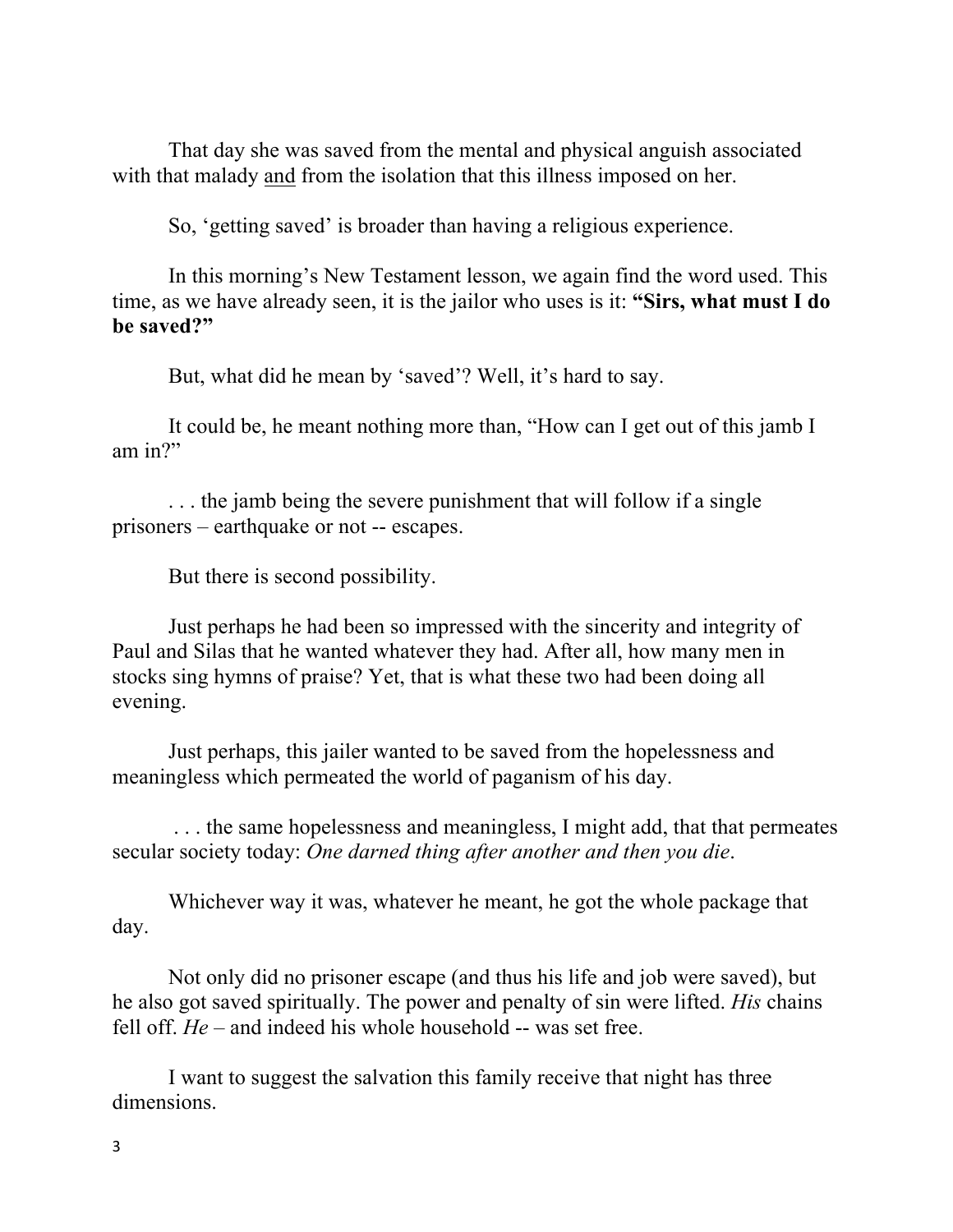That day she was saved from the mental and physical anguish associated with that malady <u>and</u> from the isolation that this illness imposed on her.

So, 'getting saved' is broader than having a religious experience.

In this morning's New Testament lesson, we again find the word used. This time, as we have already seen, it is the jailor who uses is it: **"Sirs, what must I do be saved?"**

But, what did he mean by 'saved'? Well, it's hard to say.

It could be, he meant nothing more than, "How can I get out of this jamb I am in?"

. . . the jamb being the severe punishment that will follow if a single prisoners – earthquake or not -- escapes.

But there is second possibility.

Just perhaps he had been so impressed with the sincerity and integrity of Paul and Silas that he wanted whatever they had. After all, how many men in stocks sing hymns of praise? Yet, that is what these two had been doing all evening.

Just perhaps, this jailer wanted to be saved from the hopelessness and meaningless which permeated the world of paganism of his day.

. . . the same hopelessness and meaningless, I might add, that that permeates secular society today: *One darned thing after another and then you die*.

Whichever way it was, whatever he meant, he got the whole package that day.

Not only did no prisoner escape (and thus his life and job were saved), but he also got saved spiritually. The power and penalty of sin were lifted. *His* chains fell off. *He* – and indeed his whole household -- was set free.

I want to suggest the salvation this family receive that night has three dimensions.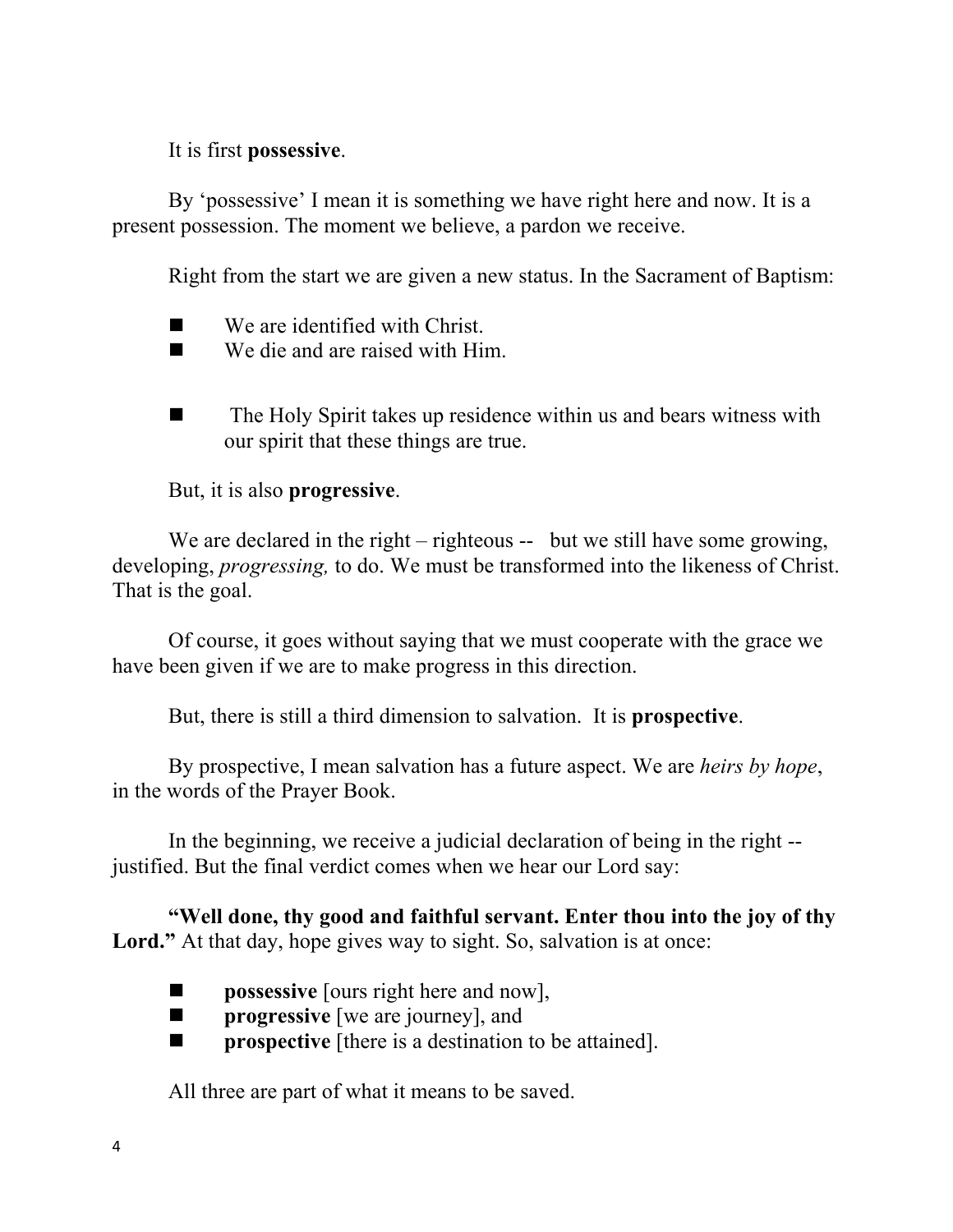It is first **possessive**.

By 'possessive' I mean it is something we have right here and now. It is a present possession. The moment we believe, a pardon we receive.

Right from the start we are given a new status. In the Sacrament of Baptism:

- We are identified with Christ.
- We die and are raised with Him.
- The Holy Spirit takes up residence within us and bears witness with our spirit that these things are true.

But, it is also **progressive**.

We are declared in the right – righteous -- but we still have some growing, developing, *progressing,* to do. We must be transformed into the likeness of Christ. That is the goal.

Of course, it goes without saying that we must cooperate with the grace we have been given if we are to make progress in this direction.

But, there is still a third dimension to salvation. It is **prospective**.

By prospective, I mean salvation has a future aspect. We are *heirs by hope*, in the words of the Prayer Book.

In the beginning, we receive a judicial declaration of being in the right -- justified. But the final verdict comes when we hear our Lord say:

**"Well done, thy good and faithful servant. Enter thou into the joy of thy Lord."** At that day, hope gives way to sight. So, salvation is at once:

- **possessive** [ours right here and now],
- **progressive** [we are journey], and
- **prospective** [there is a destination to be attained].

All three are part of what it means to be saved.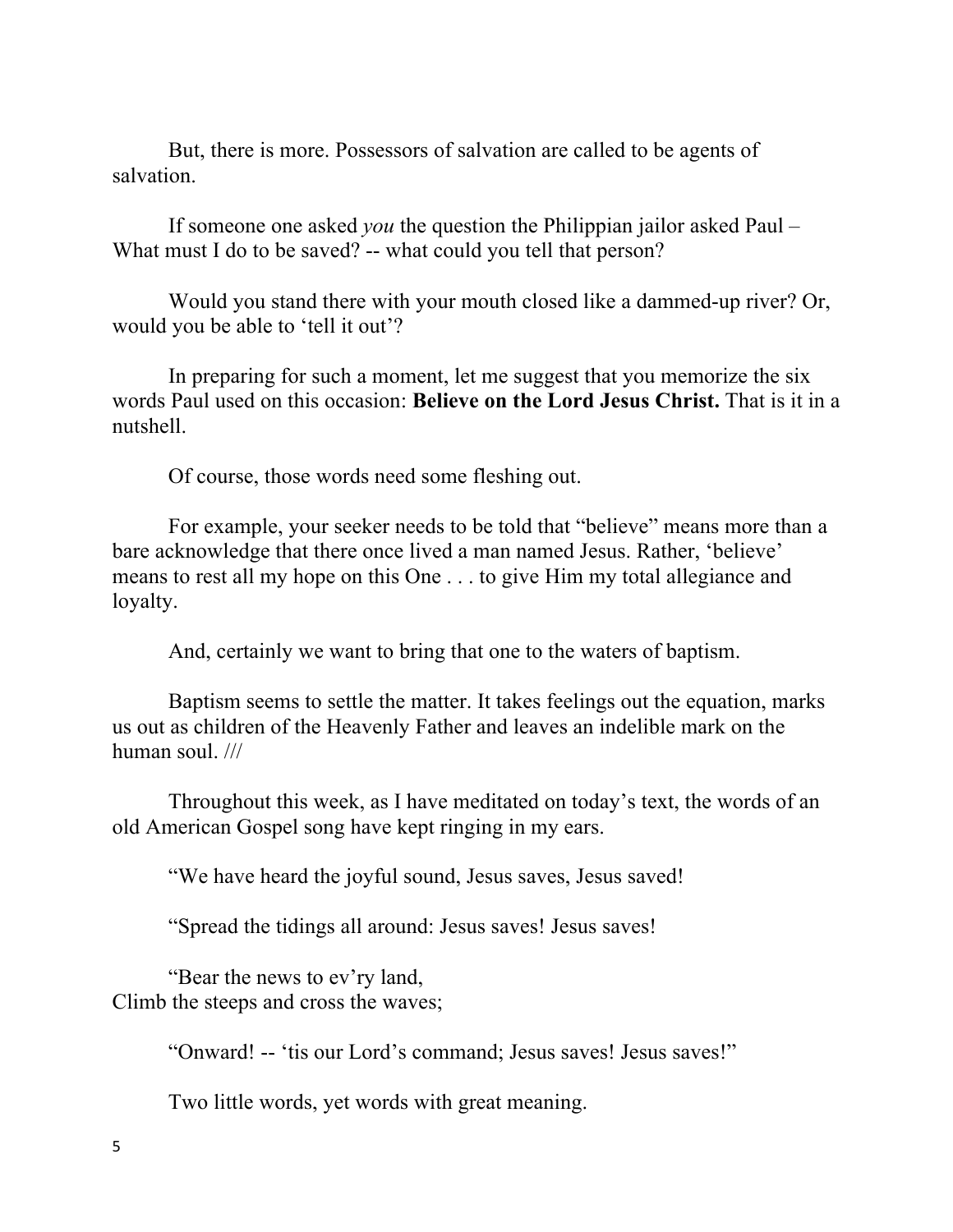But, there is more. Possessors of salvation are called to be agents of salvation.

If someone one asked *you* the question the Philippian jailor asked Paul – What must I do to be saved? -- what could you tell that person?

Would you stand there with your mouth closed like a dammed-up river? Or, would you be able to 'tell it out'?

In preparing for such a moment, let me suggest that you memorize the six words Paul used on this occasion: **Believe on the Lord Jesus Christ.** That is it in a nutshell.

Of course, those words need some fleshing out.

For example, your seeker needs to be told that "believe" means more than a bare acknowledge that there once lived a man named Jesus. Rather, 'believe' means to rest all my hope on this One . . . to give Him my total allegiance and loyalty.

And, certainly we want to bring that one to the waters of baptism.

Baptism seems to settle the matter. It takes feelings out the equation, marks us out as children of the Heavenly Father and leaves an indelible mark on the human soul. ///

Throughout this week, as I have meditated on today's text, the words of an old American Gospel song have kept ringing in my ears.

"We have heard the joyful sound, Jesus saves, Jesus saved!

"Spread the tidings all around: Jesus saves! Jesus saves!

"Bear the news to ev'ry land,
Climb the steeps and cross the waves;

"Onward! -- 'tis our Lord's command; Jesus saves! Jesus saves!"

Two little words, yet words with great meaning.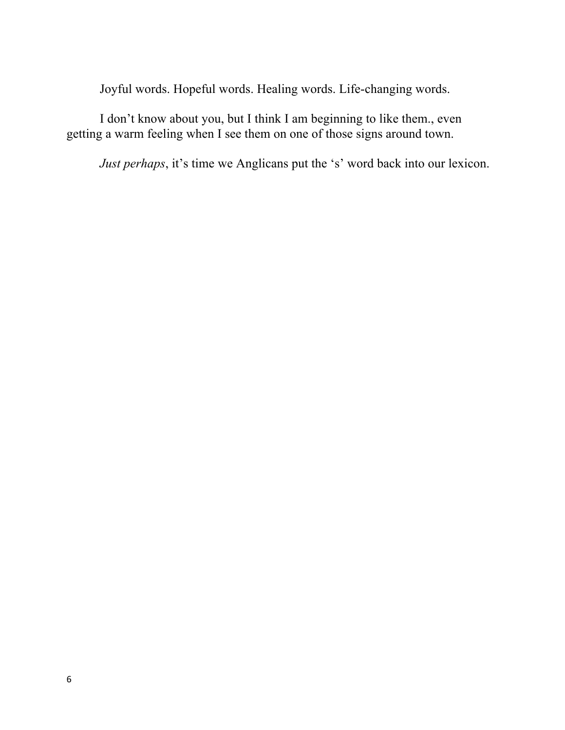Joyful words. Hopeful words. Healing words. Life-changing words.

I don't know about you, but I think I am beginning to like them., even getting a warm feeling when I see them on one of those signs around town.

*Just perhaps*, it's time we Anglicans put the 's' word back into our lexicon.